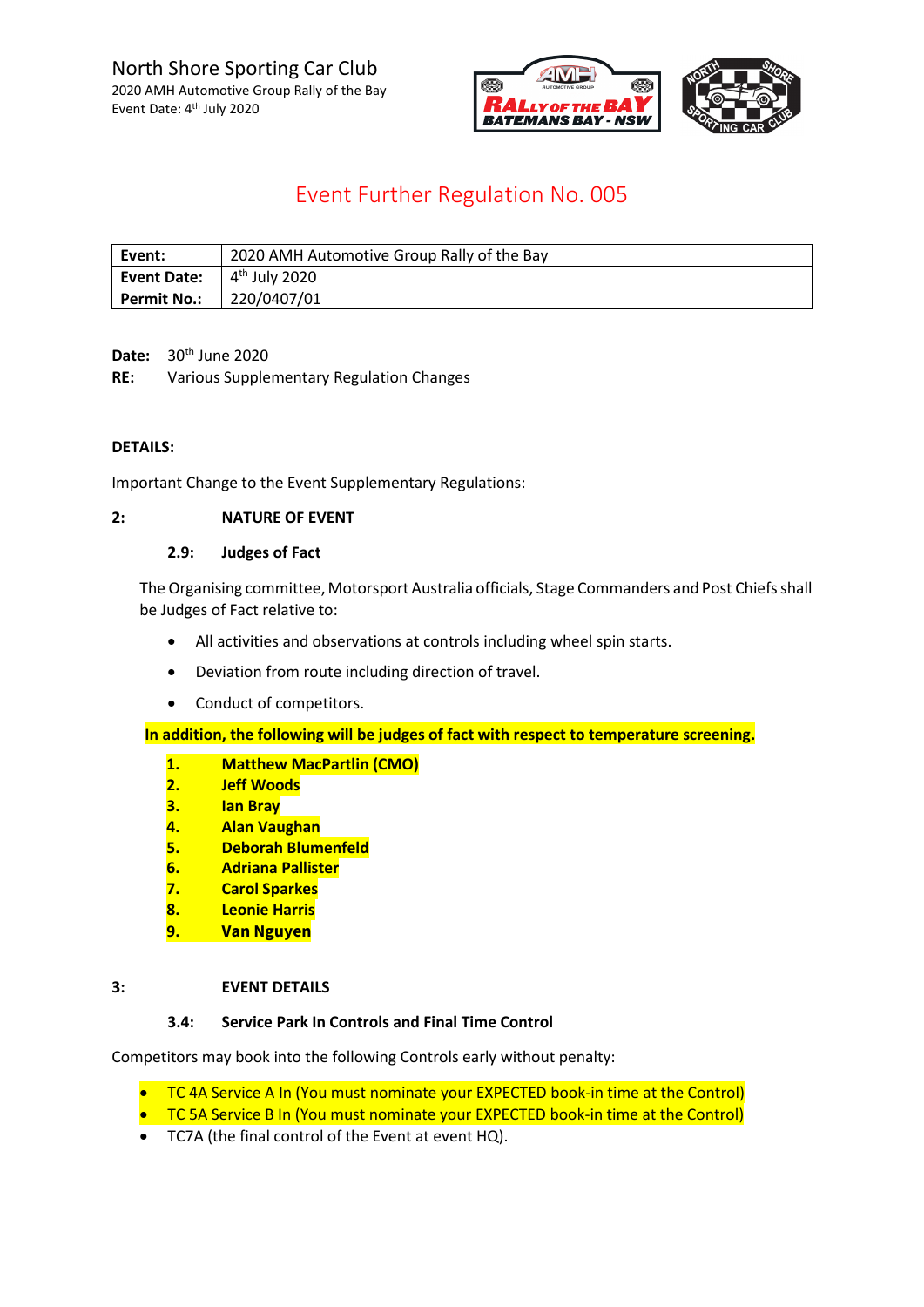North Shore Sporting Car Club
2020 AMH Automotive Group Rally of the Bay
Event Date: 4th July 2020

# Event Further Regulation No. 005

| **Event:** | 2020 AMH Automotive Group Rally of the Bay |
|---|---|
| **Event Date:** | 4th July 2020 |
| **Permit No.:** | 220/0407/01 |

**Date:** 30th June 2020

**RE:** Various Supplementary Regulation Changes

**DETAILS:**

Important Change to the Event Supplementary Regulations:

## 2: NATURE OF EVENT

### 2.9: Judges of Fact

The Organising committee, Motorsport Australia officials, Stage Commanders and Post Chiefs shall be Judges of Fact relative to:

- All activities and observations at controls including wheel spin starts.
- Deviation from route including direction of travel.
- Conduct of competitors.

**In addition, the following will be judges of fact with respect to temperature screening.**

1. **Matthew MacPartlin (CMO)**
2. **Jeff Woods**
3. **Ian Bray**
4. **Alan Vaughan**
5. **Deborah Blumenfeld**
6. **Adriana Pallister**
7. **Carol Sparkes**
8. **Leonie Harris**
9. **Van Nguyen**

## 3: EVENT DETAILS

### 3.4: Service Park In Controls and Final Time Control

Competitors may book into the following Controls early without penalty:

- TC 4A Service A In (You must nominate your EXPECTED book-in time at the Control)
- TC 5A Service B In (You must nominate your EXPECTED book-in time at the Control)
- TC7A (the final control of the Event at event HQ).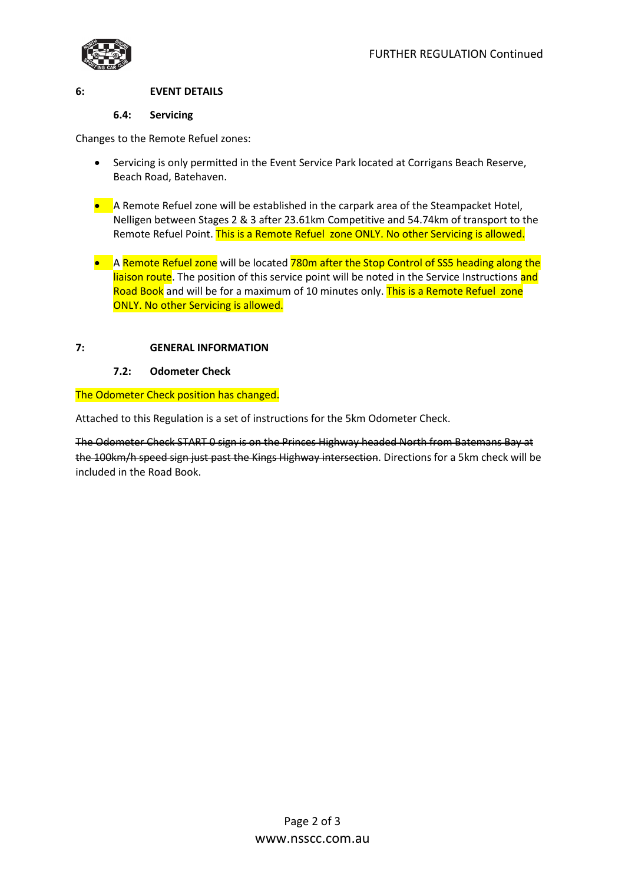## 6: EVENT DETAILS

### 6.4: Servicing

Changes to the Remote Refuel zones:

- Servicing is only permitted in the Event Service Park located at Corrigans Beach Reserve, Beach Road, Batehaven.

- A Remote Refuel zone will be established in the carpark area of the Steampacket Hotel, Nelligen between Stages 2 & 3 after 23.61km Competitive and 54.74km of transport to the Remote Refuel Point. This is a Remote Refuel zone ONLY. No other Servicing is allowed.

- A Remote Refuel zone will be located 780m after the Stop Control of SS5 heading along the liaison route. The position of this service point will be noted in the Service Instructions and Road Book and will be for a maximum of 10 minutes only. This is a Remote Refuel zone ONLY. No other Servicing is allowed.

## 7: GENERAL INFORMATION

### 7.2: Odometer Check

The Odometer Check position has changed.

Attached to this Regulation is a set of instructions for the 5km Odometer Check.

~~The Odometer Check START 0 sign is on the Princes Highway headed North from Batemans Bay at the 100km/h speed sign just past the Kings Highway intersection.~~ Directions for a 5km check will be included in the Road Book.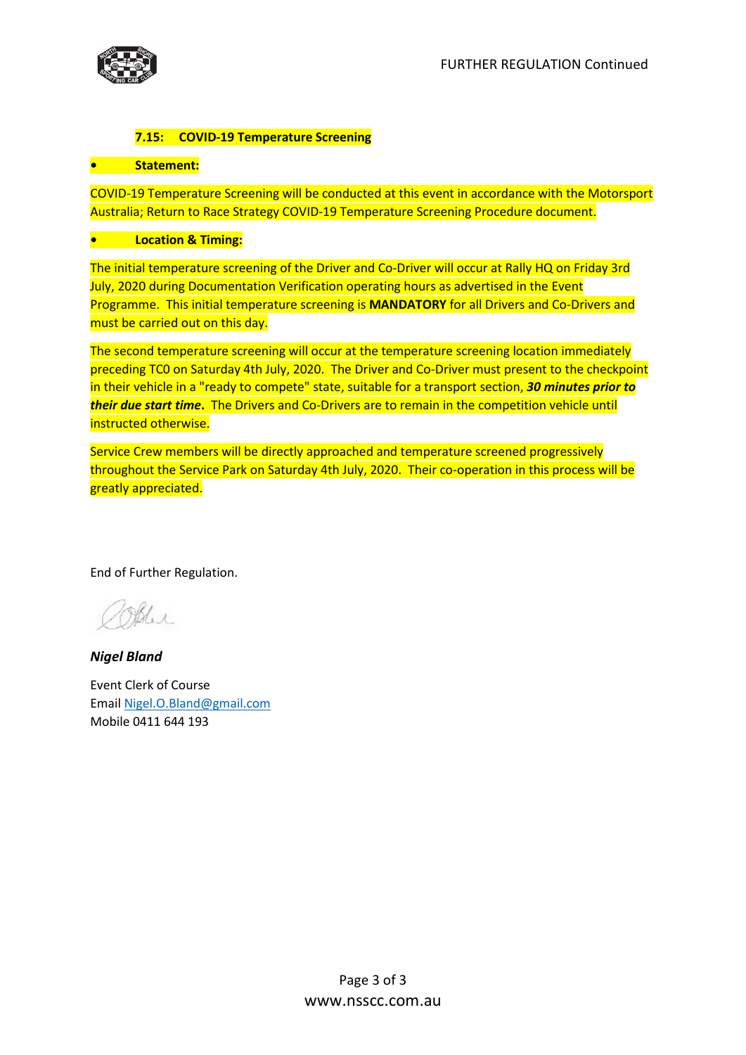### 7.15: COVID-19 Temperature Screening

- **Statement:**

COVID-19 Temperature Screening will be conducted at this event in accordance with the Motorsport Australia; Return to Race Strategy COVID-19 Temperature Screening Procedure document.

- **Location & Timing:**

The initial temperature screening of the Driver and Co-Driver will occur at Rally HQ on Friday 3rd July, 2020 during Documentation Verification operating hours as advertised in the Event Programme. This initial temperature screening is **MANDATORY** for all Drivers and Co-Drivers and must be carried out on this day.

The second temperature screening will occur at the temperature screening location immediately preceding TC0 on Saturday 4th July, 2020. The Driver and Co-Driver must present to the checkpoint in their vehicle in a "ready to compete" state, suitable for a transport section, ***30 minutes prior to their due start time***. The Drivers and Co-Drivers are to remain in the competition vehicle until instructed otherwise.

Service Crew members will be directly approached and temperature screened progressively throughout the Service Park on Saturday 4th July, 2020. Their co-operation in this process will be greatly appreciated.

End of Further Regulation.

***Nigel Bland***

Event Clerk of Course
Email Nigel.O.Bland@gmail.com
Mobile 0411 644 193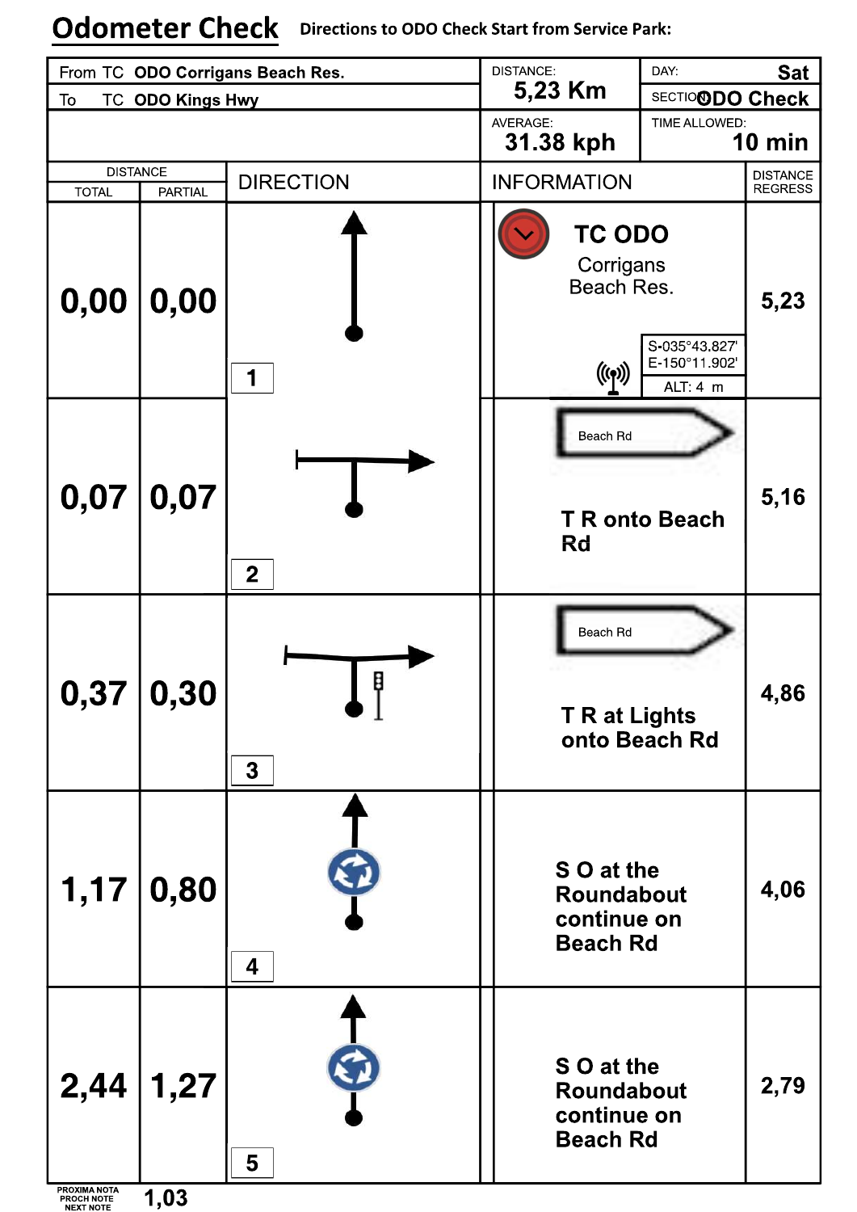# Odometer Check

**Directions to ODO Check Start from Service Park:**

| From TC **ODO Corrigans Beach Res.** | DISTANCE: **5,23 Km** | DAY: **Sat** |
|---|---|---|
| To TC **ODO Kings Hwy** | | SECTION: **ODO Check** |
| | AVERAGE: **31.38 kph** | TIME ALLOWED: **10 min** |

| DISTANCE TOTAL | DISTANCE PARTIAL | DIRECTION | INFORMATION | DISTANCE REGRESS |
|---|---|---|---|---|
| **0,00** | **0,00** | 1 | **TC ODO** Corrigans Beach Res. S-035°43.827' E-150°11.902' ALT: 4 m | **5,23** |
| **0,07** | **0,07** | 2 | Beach Rd **T R onto Beach Rd** | **5,16** |
| **0,37** | **0,30** | 3 | Beach Rd **T R at Lights onto Beach Rd** | **4,86** |
| **1,17** | **0,80** | 4 | **S O at the Roundabout continue on Beach Rd** | **4,06** |
| **2,44** | **1,27** | 5 | **S O at the Roundabout continue on Beach Rd** | **2,79** |

PROXIMA NOTA / PROCH NOTE / NEXT NOTE **1,03**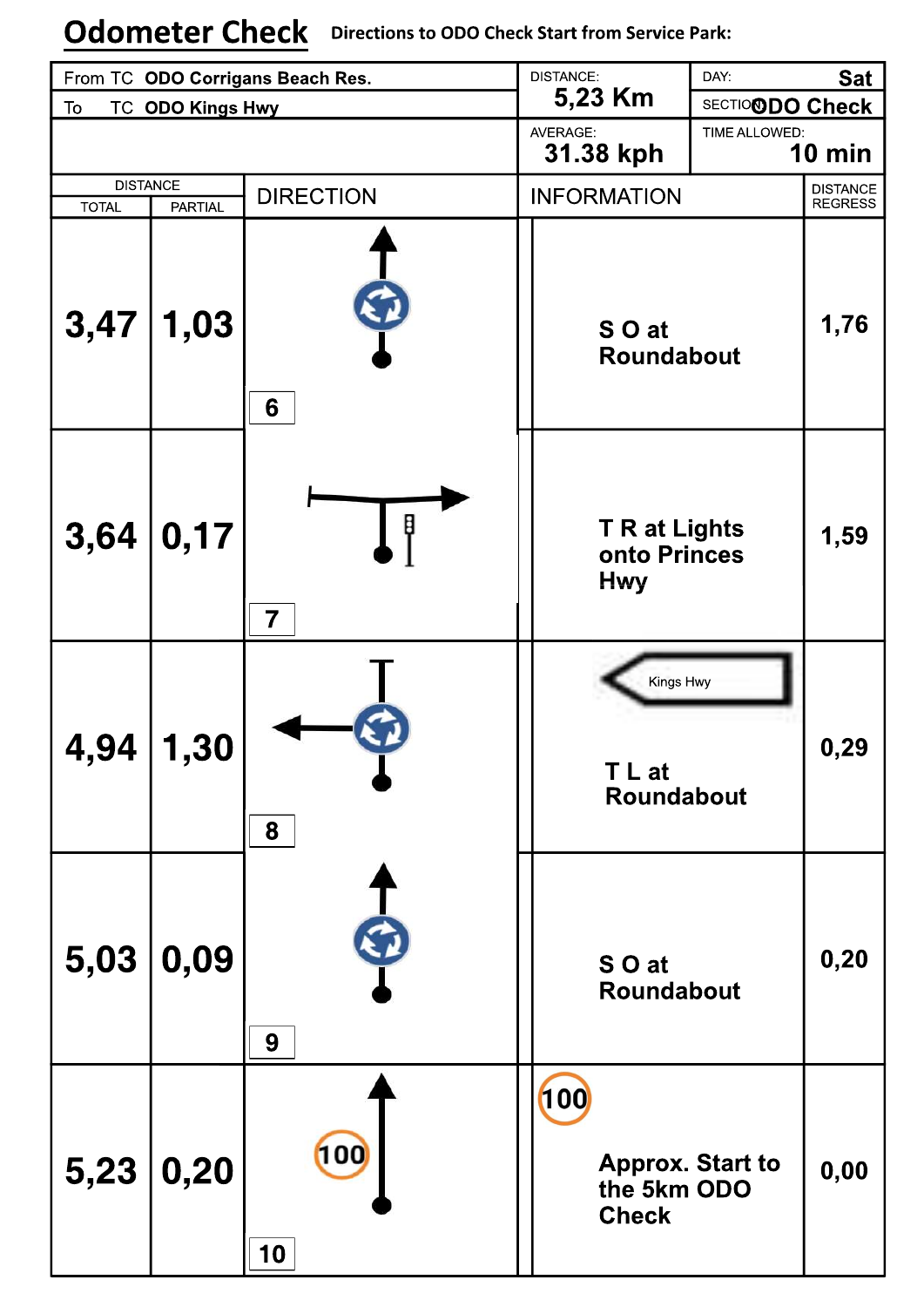# Odometer Check

**Directions to ODO Check Start from Service Park:**

| From TC **ODO Corrigans Beach Res.** | DISTANCE: **5,23 Km** | DAY: **Sat** |
|---|---|---|
| To TC **ODO Kings Hwy** | AVERAGE: **31.38 kph** | SECTION **ODO Check** |
| | | TIME ALLOWED: **10 min** |

| DISTANCE TOTAL | DISTANCE PARTIAL | DIRECTION | INFORMATION | DISTANCE REGRESS |
|---|---|---|---|---|
| **3,47** | **1,03** | 6 | **S O at Roundabout** | **1,76** |
| **3,64** | **0,17** | 7 | **T R at Lights onto Princes Hwy** | **1,59** |
| **4,94** | **1,30** | 8 | Kings Hwy **T L at Roundabout** | **0,29** |
| **5,03** | **0,09** | 9 | **S O at Roundabout** | **0,20** |
| **5,23** | **0,20** | 100 10 | 100 **Approx. Start to the 5km ODO Check** | **0,00** |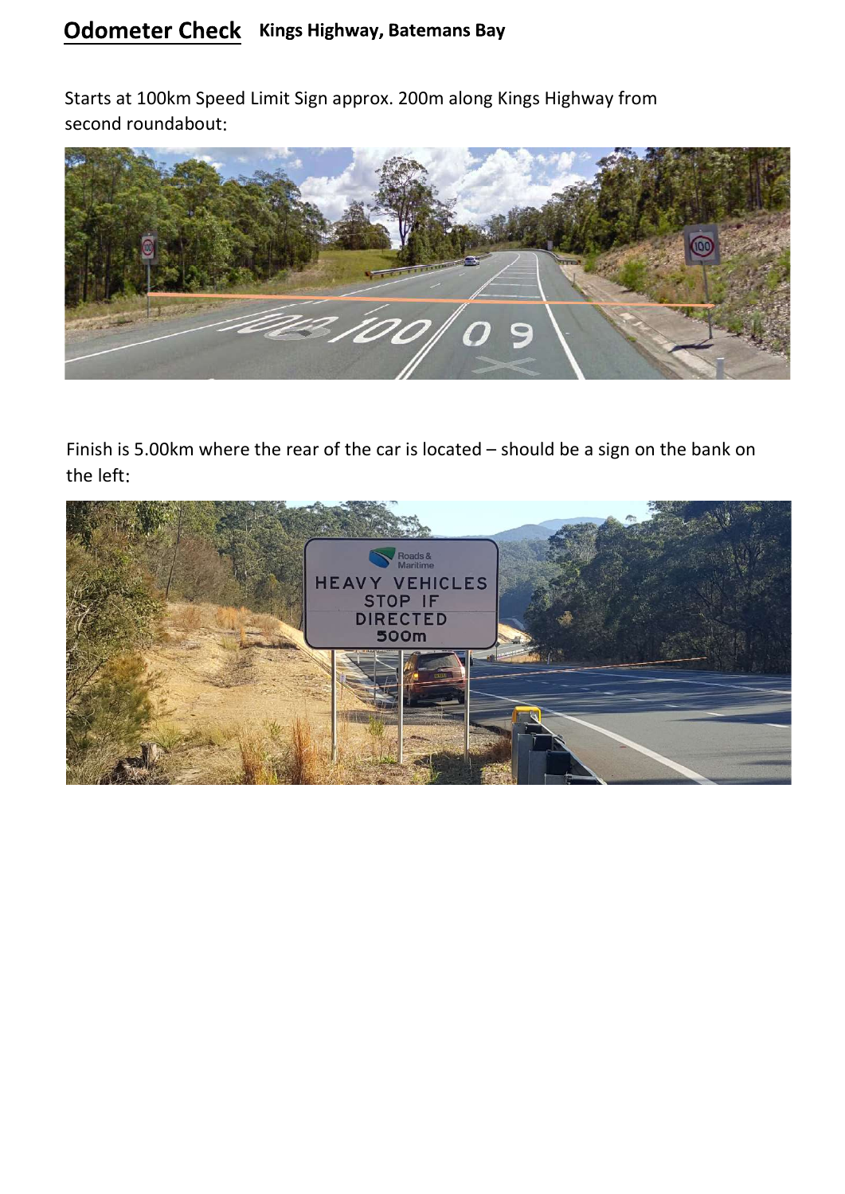# Odometer Check **Kings Highway, Batemans Bay**

Starts at 100km Speed Limit Sign approx. 200m along Kings Highway from second roundabout:

Finish is 5.00km where the rear of the car is located – should be a sign on the bank on the left: